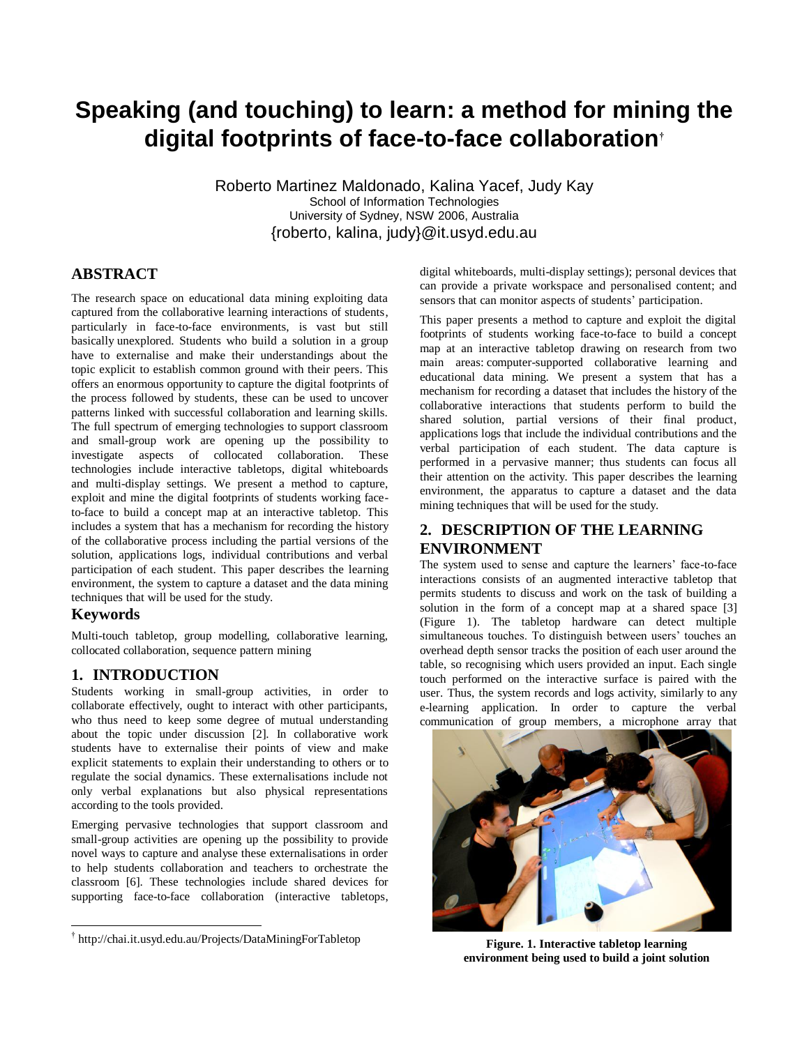# Speaking (and touching) to learn: a method for mining the digital footprints of face-to-face collaboration†

Roberto Martinez Maldonado, Kalina Yacef, Judy Kay
School of Information Technologies
University of Sydney, NSW 2006, Australia
{roberto, kalina, judy}@it.usyd.edu.au

## ABSTRACT

The research space on educational data mining exploiting data captured from the collaborative learning interactions of students, particularly in face-to-face environments, is vast but still basically unexplored. Students who build a solution in a group have to externalise and make their understandings about the topic explicit to establish common ground with their peers. This offers an enormous opportunity to capture the digital footprints of the process followed by students, these can be used to uncover patterns linked with successful collaboration and learning skills. The full spectrum of emerging technologies to support classroom and small-group work are opening up the possibility to investigate aspects of collocated collaboration. These technologies include interactive tabletops, digital whiteboards and multi-display settings. We present a method to capture, exploit and mine the digital footprints of students working face-to-face to build a concept map at an interactive tabletop. This includes a system that has a mechanism for recording the history of the collaborative process including the partial versions of the solution, applications logs, individual contributions and verbal participation of each student. This paper describes the learning environment, the system to capture a dataset and the data mining techniques that will be used for the study.

## Keywords

Multi-touch tabletop, group modelling, collaborative learning, collocated collaboration, sequence pattern mining

## 1. INTRODUCTION

Students working in small-group activities, in order to collaborate effectively, ought to interact with other participants, who thus need to keep some degree of mutual understanding about the topic under discussion [2]. In collaborative work students have to externalise their points of view and make explicit statements to explain their understanding to others or to regulate the social dynamics. These externalisations include not only verbal explanations but also physical representations according to the tools provided.

Emerging pervasive technologies that support classroom and small-group activities are opening up the possibility to provide novel ways to capture and analyse these externalisations in order to help students collaboration and teachers to orchestrate the classroom [6]. These technologies include shared devices for supporting face-to-face collaboration (interactive tabletops, digital whiteboards, multi-display settings); personal devices that can provide a private workspace and personalised content; and sensors that can monitor aspects of students' participation.

This paper presents a method to capture and exploit the digital footprints of students working face-to-face to build a concept map at an interactive tabletop drawing on research from two main areas: computer-supported collaborative learning and educational data mining. We present a system that has a mechanism for recording a dataset that includes the history of the collaborative interactions that students perform to build the shared solution, partial versions of their final product, applications logs that include the individual contributions and the verbal participation of each student. The data capture is performed in a pervasive manner; thus students can focus all their attention on the activity. This paper describes the learning environment, the apparatus to capture a dataset and the data mining techniques that will be used for the study.

## 2. DESCRIPTION OF THE LEARNING ENVIRONMENT

The system used to sense and capture the learners' face-to-face interactions consists of an augmented interactive tabletop that permits students to discuss and work on the task of building a solution in the form of a concept map at a shared space [3] (Figure 1). The tabletop hardware can detect multiple simultaneous touches. To distinguish between users' touches an overhead depth sensor tracks the position of each user around the table, so recognising which users provided an input. Each single touch performed on the interactive surface is paired with the user. Thus, the system records and logs activity, similarly to any e-learning application. In order to capture the verbal communication of group members, a microphone array that

**Figure. 1. Interactive tabletop learning environment being used to build a joint solution**

† http://chai.it.usyd.edu.au/Projects/DataMiningForTabletop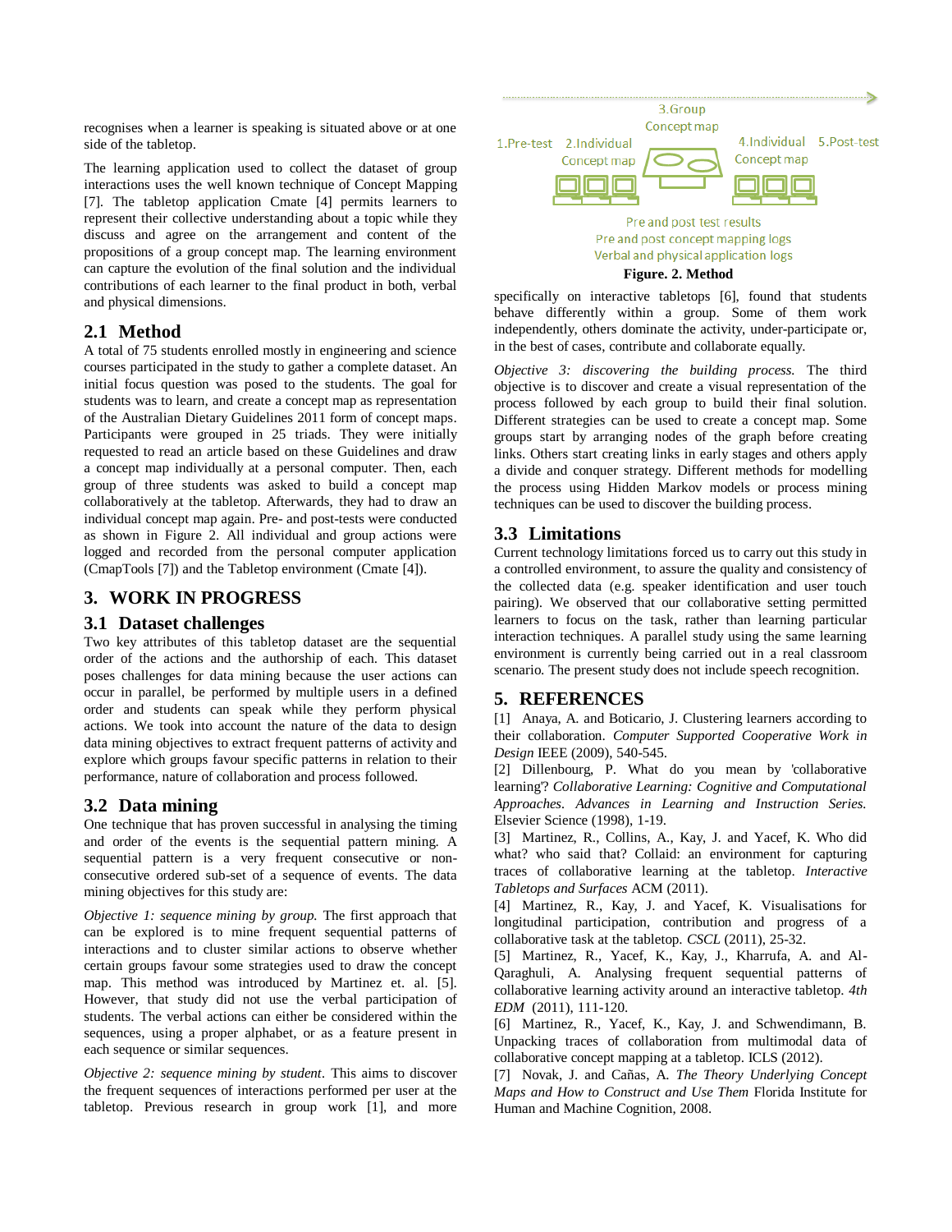recognises when a learner is speaking is situated above or at one side of the tabletop.

The learning application used to collect the dataset of group interactions uses the well known technique of Concept Mapping [7]. The tabletop application Cmate [4] permits learners to represent their collective understanding about a topic while they discuss and agree on the arrangement and content of the propositions of a group concept map. The learning environment can capture the evolution of the final solution and the individual contributions of each learner to the final product in both, verbal and physical dimensions.

## 2.1 Method

A total of 75 students enrolled mostly in engineering and science courses participated in the study to gather a complete dataset. An initial focus question was posed to the students. The goal for students was to learn, and create a concept map as representation of the Australian Dietary Guidelines 2011 form of concept maps. Participants were grouped in 25 triads. They were initially requested to read an article based on these Guidelines and draw a concept map individually at a personal computer. Then, each group of three students was asked to build a concept map collaboratively at the tabletop. Afterwards, they had to draw an individual concept map again. Pre- and post-tests were conducted as shown in Figure 2. All individual and group actions were logged and recorded from the personal computer application (CmapTools [7]) and the Tabletop environment (Cmate [4]).

# 3. WORK IN PROGRESS

## 3.1 Dataset challenges

Two key attributes of this tabletop dataset are the sequential order of the actions and the authorship of each. This dataset poses challenges for data mining because the user actions can occur in parallel, be performed by multiple users in a defined order and students can speak while they perform physical actions. We took into account the nature of the data to design data mining objectives to extract frequent patterns of activity and explore which groups favour specific patterns in relation to their performance, nature of collaboration and process followed.

## 3.2 Data mining

One technique that has proven successful in analysing the timing and order of the events is the sequential pattern mining. A sequential pattern is a very frequent consecutive or non-consecutive ordered sub-set of a sequence of events. The data mining objectives for this study are:

*Objective 1: sequence mining by group.* The first approach that can be explored is to mine frequent sequential patterns of interactions and to cluster similar actions to observe whether certain groups favour some strategies used to draw the concept map. This method was introduced by Martinez et. al. [5]. However, that study did not use the verbal participation of students. The verbal actions can either be considered within the sequences, using a proper alphabet, or as a feature present in each sequence or similar sequences.

*Objective 2: sequence mining by student*. This aims to discover the frequent sequences of interactions performed per user at the tabletop. Previous research in group work [1], and more specifically on interactive tabletops [6], found that students behave differently within a group. Some of them work independently, others dominate the activity, under-participate or, in the best of cases, contribute and collaborate equally.

3.Group
Concept map
1.Pre-test
2.Individual
Concept map
4.Individual
Concept map
5.Post-test
Pre and post test results
Pre and post concept mapping logs
Verbal and physical application logs

**Figure. 2. Method**

*Objective 3: discovering the building process.* The third objective is to discover and create a visual representation of the process followed by each group to build their final solution. Different strategies can be used to create a concept map. Some groups start by arranging nodes of the graph before creating links. Others start creating links in early stages and others apply a divide and conquer strategy. Different methods for modelling the process using Hidden Markov models or process mining techniques can be used to discover the building process.

## 3.3 Limitations

Current technology limitations forced us to carry out this study in a controlled environment, to assure the quality and consistency of the collected data (e.g. speaker identification and user touch pairing). We observed that our collaborative setting permitted learners to focus on the task, rather than learning particular interaction techniques. A parallel study using the same learning environment is currently being carried out in a real classroom scenario. The present study does not include speech recognition.

# 5. REFERENCES

[1] Anaya, A. and Boticario, J. Clustering learners according to their collaboration. *Computer Supported Cooperative Work in Design* IEEE (2009), 540-545.

[2] Dillenbourg, P. What do you mean by 'collaborative learning'? *Collaborative Learning: Cognitive and Computational Approaches. Advances in Learning and Instruction Series.* Elsevier Science (1998), 1-19.

[3] Martinez, R., Collins, A., Kay, J. and Yacef, K. Who did what? who said that? Collaid: an environment for capturing traces of collaborative learning at the tabletop. *Interactive Tabletops and Surfaces* ACM (2011).

[4] Martinez, R., Kay, J. and Yacef, K. Visualisations for longitudinal participation, contribution and progress of a collaborative task at the tabletop. *CSCL* (2011), 25-32.

[5] Martinez, R., Yacef, K., Kay, J., Kharrufa, A. and Al-Qaraghuli, A. Analysing frequent sequential patterns of collaborative learning activity around an interactive tabletop. *4th EDM* (2011), 111-120.

[6] Martinez, R., Yacef, K., Kay, J. and Schwendimann, B. Unpacking traces of collaboration from multimodal data of collaborative concept mapping at a tabletop. ICLS (2012).

[7] Novak, J. and Cañas, A. *The Theory Underlying Concept Maps and How to Construct and Use Them* Florida Institute for Human and Machine Cognition, 2008.